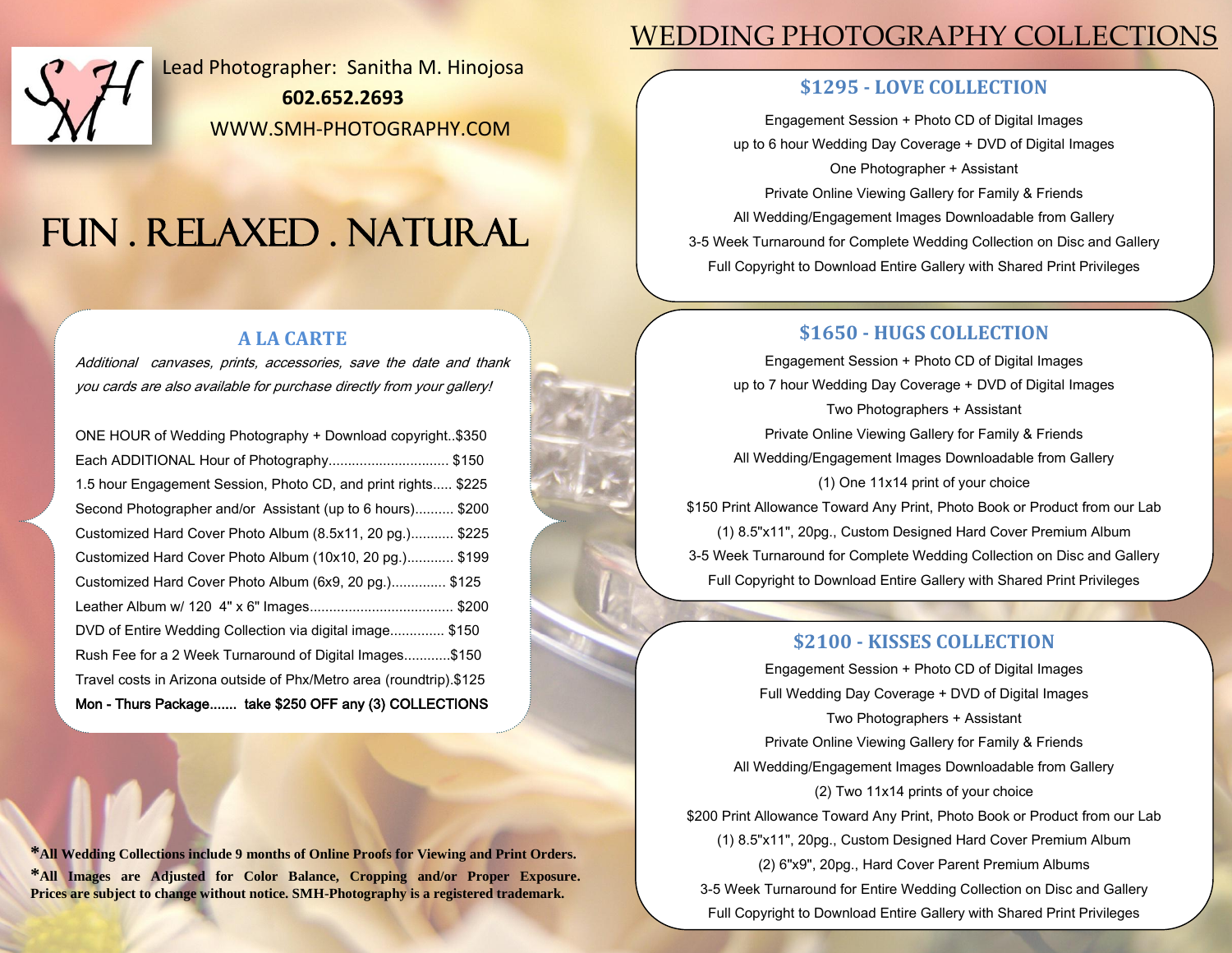Lead Photographer: Sanitha M. Hinojosa

**602.652.2693**

WWW.SMH-PHOTOGRAPHY.COM

# FUN . RELAXED . NATURAL

## A LA CARTE

*Additional canvases, prints, accessories, save the date and thank you cards are also available for purchase directly from your gallery!*

ONE HOUR of Wedding Photography + Download copyright..$350
Each ADDITIONAL Hour of Photography.............................. $150
1.5 hour Engagement Session, Photo CD, and print rights..... $225
Second Photographer and/or Assistant (up to 6 hours).......... $200
Customized Hard Cover Photo Album (8.5x11, 20 pg.)........... $225
Customized Hard Cover Photo Album (10x10, 20 pg.)............ $199
Customized Hard Cover Photo Album (6x9, 20 pg.).............. $125
Leather Album w/ 120 4" x 6" Images..................................... $200
DVD of Entire Wedding Collection via digital image.............. $150
Rush Fee for a 2 Week Turnaround of Digital Images............$150
Travel costs in Arizona outside of Phx/Metro area (roundtrip).$125
Mon - Thurs Package....... take $250 OFF any (3) COLLECTIONS

**\*All Wedding Collections include 9 months of Online Proofs for Viewing and Print Orders.**
**\*All Images are Adjusted for Color Balance, Cropping and/or Proper Exposure. Prices are subject to change without notice. SMH-Photography is a registered trademark.**

# WEDDING PHOTOGRAPHY COLLECTIONS

## $1295 - LOVE COLLECTION

Engagement Session + Photo CD of Digital Images
up to 6 hour Wedding Day Coverage + DVD of Digital Images
One Photographer + Assistant
Private Online Viewing Gallery for Family & Friends
All Wedding/Engagement Images Downloadable from Gallery
3-5 Week Turnaround for Complete Wedding Collection on Disc and Gallery
Full Copyright to Download Entire Gallery with Shared Print Privileges

## $1650 - HUGS COLLECTION

Engagement Session + Photo CD of Digital Images
up to 7 hour Wedding Day Coverage + DVD of Digital Images
Two Photographers + Assistant
Private Online Viewing Gallery for Family & Friends
All Wedding/Engagement Images Downloadable from Gallery
(1) One 11x14 print of your choice
$150 Print Allowance Toward Any Print, Photo Book or Product from our Lab
(1) 8.5"x11", 20pg., Custom Designed Hard Cover Premium Album
3-5 Week Turnaround for Complete Wedding Collection on Disc and Gallery
Full Copyright to Download Entire Gallery with Shared Print Privileges

## $2100 - KISSES COLLECTION

Engagement Session + Photo CD of Digital Images
Full Wedding Day Coverage + DVD of Digital Images
Two Photographers + Assistant
Private Online Viewing Gallery for Family & Friends
All Wedding/Engagement Images Downloadable from Gallery
(2) Two 11x14 prints of your choice
$200 Print Allowance Toward Any Print, Photo Book or Product from our Lab
(1) 8.5"x11", 20pg., Custom Designed Hard Cover Premium Album
(2) 6"x9", 20pg., Hard Cover Parent Premium Albums
3-5 Week Turnaround for Entire Wedding Collection on Disc and Gallery
Full Copyright to Download Entire Gallery with Shared Print Privileges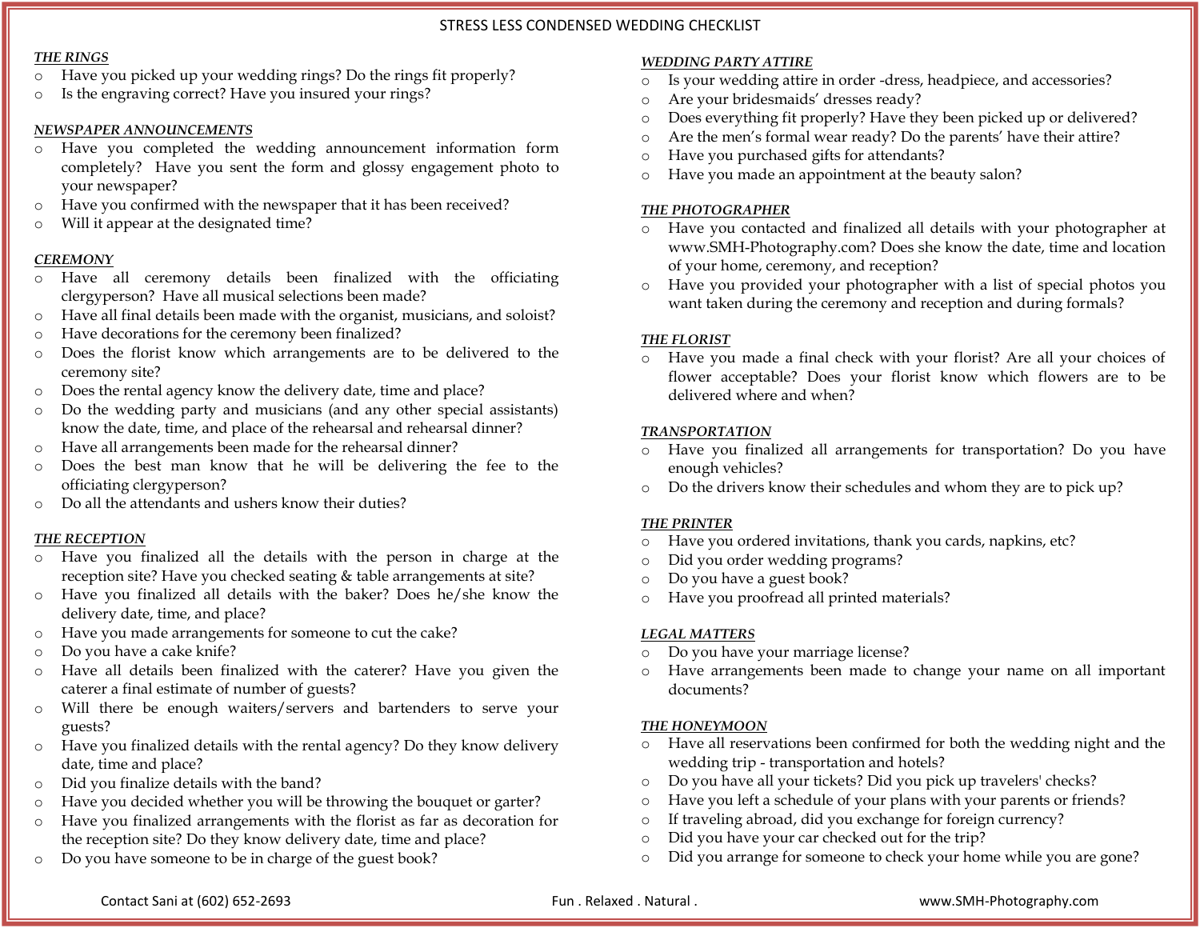# STRESS LESS CONDENSED WEDDING CHECKLIST

## *THE RINGS*

- Have you picked up your wedding rings? Do the rings fit properly?
- Is the engraving correct? Have you insured your rings?

## *NEWSPAPER ANNOUNCEMENTS*

- Have you completed the wedding announcement information form completely? Have you sent the form and glossy engagement photo to your newspaper?
- Have you confirmed with the newspaper that it has been received?
- Will it appear at the designated time?

## *CEREMONY*

- Have all ceremony details been finalized with the officiating clergyperson? Have all musical selections been made?
- Have all final details been made with the organist, musicians, and soloist?
- Have decorations for the ceremony been finalized?
- Does the florist know which arrangements are to be delivered to the ceremony site?
- Does the rental agency know the delivery date, time and place?
- Do the wedding party and musicians (and any other special assistants) know the date, time, and place of the rehearsal and rehearsal dinner?
- Have all arrangements been made for the rehearsal dinner?
- Does the best man know that he will be delivering the fee to the officiating clergyperson?
- Do all the attendants and ushers know their duties?

## *THE RECEPTION*

- Have you finalized all the details with the person in charge at the reception site? Have you checked seating & table arrangements at site?
- Have you finalized all details with the baker? Does he/she know the delivery date, time, and place?
- Have you made arrangements for someone to cut the cake?
- Do you have a cake knife?
- Have all details been finalized with the caterer? Have you given the caterer a final estimate of number of guests?
- Will there be enough waiters/servers and bartenders to serve your guests?
- Have you finalized details with the rental agency? Do they know delivery date, time and place?
- Did you finalize details with the band?
- Have you decided whether you will be throwing the bouquet or garter?
- Have you finalized arrangements with the florist as far as decoration for the reception site? Do they know delivery date, time and place?
- Do you have someone to be in charge of the guest book?

## *WEDDING PARTY ATTIRE*

- Is your wedding attire in order -dress, headpiece, and accessories?
- Are your bridesmaids' dresses ready?
- Does everything fit properly? Have they been picked up or delivered?
- Are the men's formal wear ready? Do the parents' have their attire?
- Have you purchased gifts for attendants?
- Have you made an appointment at the beauty salon?

## *THE PHOTOGRAPHER*

- Have you contacted and finalized all details with your photographer at www.SMH-Photography.com? Does she know the date, time and location of your home, ceremony, and reception?
- Have you provided your photographer with a list of special photos you want taken during the ceremony and reception and during formals?

## *THE FLORIST*

- Have you made a final check with your florist? Are all your choices of flower acceptable? Does your florist know which flowers are to be delivered where and when?

## *TRANSPORTATION*

- Have you finalized all arrangements for transportation? Do you have enough vehicles?
- Do the drivers know their schedules and whom they are to pick up?

## *THE PRINTER*

- Have you ordered invitations, thank you cards, napkins, etc?
- Did you order wedding programs?
- Do you have a guest book?
- Have you proofread all printed materials?

## *LEGAL MATTERS*

- Do you have your marriage license?
- Have arrangements been made to change your name on all important documents?

## *THE HONEYMOON*

- Have all reservations been confirmed for both the wedding night and the wedding trip - transportation and hotels?
- Do you have all your tickets? Did you pick up travelers' checks?
- Have you left a schedule of your plans with your parents or friends?
- If traveling abroad, did you exchange for foreign currency?
- Did you have your car checked out for the trip?
- Did you arrange for someone to check your home while you are gone?

Contact Sani at (602) 652-2693 Fun . Relaxed . Natural . www.SMH-Photography.com